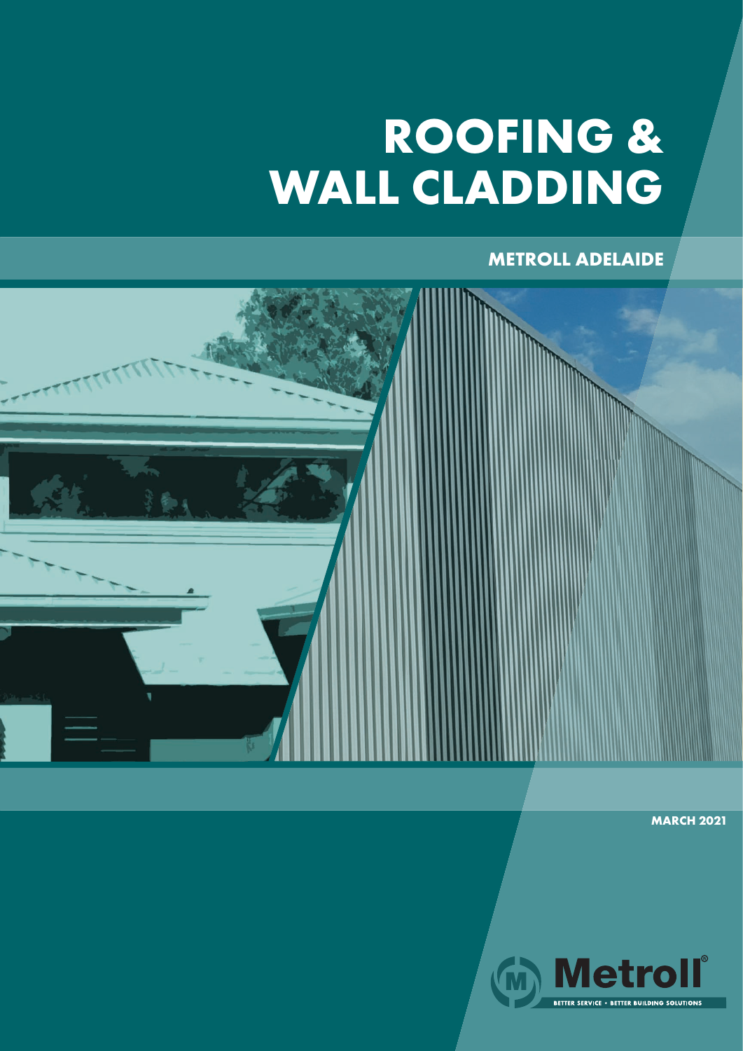# ROOFING & WALL CLADDING

## METROLL ADELAIDE

MARCH 2021

Metroll®

BETTER SERVICE • BETTER BUILDING SOLUTIONS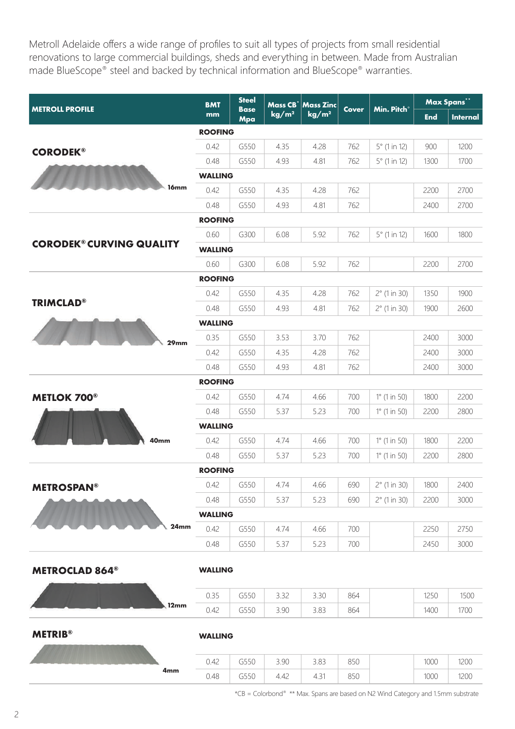Metroll Adelaide offers a wide range of profiles to suit all types of projects from small residential renovations to large commercial buildings, sheds and everything in between. Made from Australian made BlueScope® steel and backed by technical information and BlueScope® warranties.

| METROLL PROFILE | BMT mm | Steel Base Mpa | Mass CB* kg/m² | Mass Zinc kg/m² | Cover | Min. Pitch° | Max Spans** | |
|---|---|---|---|---|---|---|---|---|
| | | | | | | | End | Internal |
| **CORODEK®** (16mm) | **ROOFING** | | | | | | | |
| | 0.42 | G550 | 4.35 | 4.28 | 762 | 5° (1 in 12) | 900 | 1200 |
| | 0.48 | G550 | 4.93 | 4.81 | 762 | 5° (1 in 12) | 1300 | 1700 |
| | **WALLING** | | | | | | | |
| | 0.42 | G550 | 4.35 | 4.28 | 762 | | 2200 | 2700 |
| | 0.48 | G550 | 4.93 | 4.81 | 762 | | 2400 | 2700 |
| **CORODEK® CURVING QUALITY** | **ROOFING** | | | | | | | |
| | 0.60 | G300 | 6.08 | 5.92 | 762 | 5° (1 in 12) | 1600 | 1800 |
| | **WALLING** | | | | | | | |
| | 0.60 | G300 | 6.08 | 5.92 | 762 | | 2200 | 2700 |
| **TRIMCLAD®** (29mm) | **ROOFING** | | | | | | | |
| | 0.42 | G550 | 4.35 | 4.28 | 762 | 2° (1 in 30) | 1350 | 1900 |
| | 0.48 | G550 | 4.93 | 4.81 | 762 | 2° (1 in 30) | 1900 | 2600 |
| | **WALLING** | | | | | | | |
| | 0.35 | G550 | 3.53 | 3.70 | 762 | | 2400 | 3000 |
| | 0.42 | G550 | 4.35 | 4.28 | 762 | | 2400 | 3000 |
| | 0.48 | G550 | 4.93 | 4.81 | 762 | | 2400 | 3000 |
| **METLOK 700®** (40mm) | **ROOFING** | | | | | | | |
| | 0.42 | G550 | 4.74 | 4.66 | 700 | 1° (1 in 50) | 1800 | 2200 |
| | 0.48 | G550 | 5.37 | 5.23 | 700 | 1° (1 in 50) | 2200 | 2800 |
| | **WALLING** | | | | | | | |
| | 0.42 | G550 | 4.74 | 4.66 | 700 | 1° (1 in 50) | 1800 | 2200 |
| | 0.48 | G550 | 5.37 | 5.23 | 700 | 1° (1 in 50) | 2200 | 2800 |
| **METROSPAN®** (24mm) | **ROOFING** | | | | | | | |
| | 0.42 | G550 | 4.74 | 4.66 | 690 | 2° (1 in 30) | 1800 | 2400 |
| | 0.48 | G550 | 5.37 | 5.23 | 690 | 2° (1 in 30) | 2200 | 3000 |
| | **WALLING** | | | | | | | |
| | 0.42 | G550 | 4.74 | 4.66 | 700 | | 2250 | 2750 |
| | 0.48 | G550 | 5.37 | 5.23 | 700 | | 2450 | 3000 |
| **METROCLAD 864®** (12mm) | **WALLING** | | | | | | | |
| | 0.35 | G550 | 3.32 | 3.30 | 864 | | 1250 | 1500 |
| | 0.42 | G550 | 3.90 | 3.83 | 864 | | 1400 | 1700 |
| **METRIB®** (4mm) | **WALLING** | | | | | | | |
| | 0.42 | G550 | 3.90 | 3.83 | 850 | | 1000 | 1200 |
| | 0.48 | G550 | 4.42 | 4.31 | 850 | | 1000 | 1200 |

*CB = Colorbond® ** Max. Spans are based on N2 Wind Category and 1.5mm substrate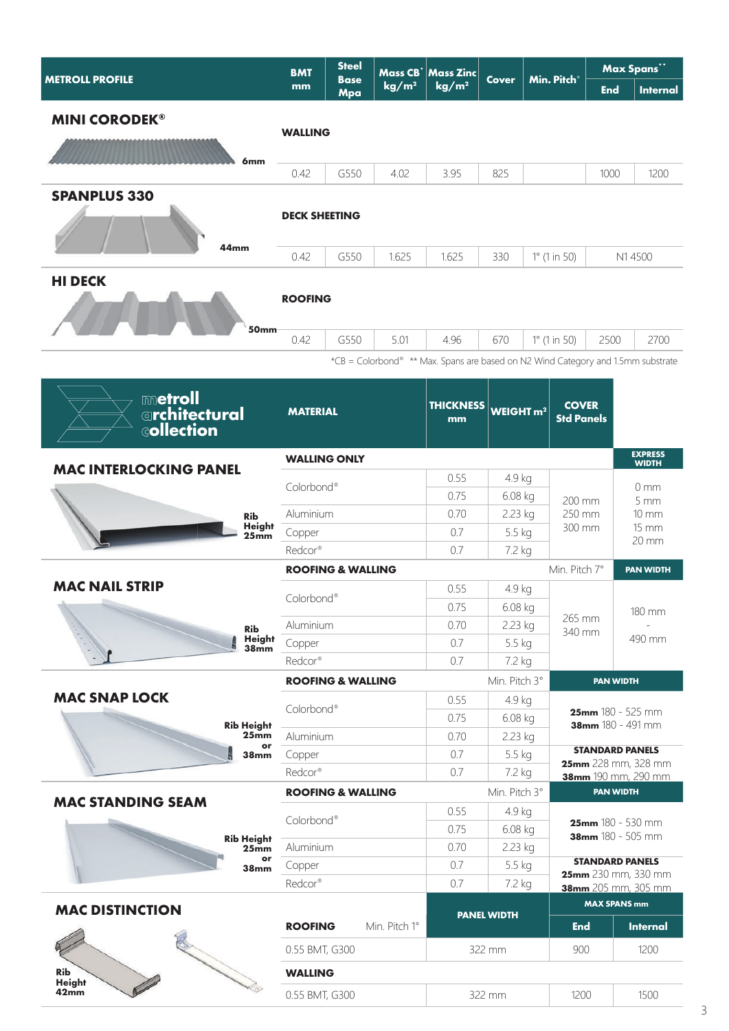| METROLL PROFILE | BMT mm | Steel Base Mpa | Mass CB* kg/m² | Mass Zinc kg/m² | Cover | Min. Pitch° | Max Spans** | |
|---|---|---|---|---|---|---|---|---|
| | | | | | | | End | Internal |
| **MINI CORODEK®** (6mm) — WALLING | 0.42 | G550 | 4.02 | 3.95 | 825 | | 1000 | 1200 |
| **SPANPLUS 330** (44mm) — DECK SHEETING | 0.42 | G550 | 1.625 | 1.625 | 330 | 1° (1 in 50) | N1 4500 | |
| **HI DECK** (50mm) — ROOFING | 0.42 | G550 | 5.01 | 4.96 | 670 | 1° (1 in 50) | 2500 | 2700 |

*CB = Colorbond® ** Max. Spans are based on N2 Wind Category and 1.5mm substrate

## metroll architectural collection

### MAC INTERLOCKING PANEL

Rib Height 25mm

| WALLING ONLY | THICKNESS mm | WEIGHT m² | COVER Std Panels | EXPRESS WIDTH |
|---|---|---|---|---|
| Colorbond® | 0.55 | 4.9 kg | 200 mm<br>250 mm<br>300 mm | 0 mm<br>5 mm<br>10 mm<br>15 mm<br>20 mm |
| | 0.75 | 6.08 kg | | |
| Aluminium | 0.70 | 2.23 kg | | |
| Copper | 0.7 | 5.5 kg | | |
| Redcor® | 0.7 | 7.2 kg | | |

### MAC NAIL STRIP

Rib Height 38mm

| ROOFING & WALLING (Min. Pitch 7°) | THICKNESS mm | WEIGHT m² | COVER Std Panels | PAN WIDTH |
|---|---|---|---|---|
| Colorbond® | 0.55 | 4.9 kg | 265 mm<br>340 mm | 180 mm<br>-<br>490 mm |
| | 0.75 | 6.08 kg | | |
| Aluminium | 0.70 | 2.23 kg | | |
| Copper | 0.7 | 5.5 kg | | |
| Redcor® | 0.7 | 7.2 kg | | |

### MAC SNAP LOCK

Rib Height 25mm or 38mm

| ROOFING & WALLING (Min. Pitch 3°) | THICKNESS mm | WEIGHT m² | PAN WIDTH |
|---|---|---|---|
| Colorbond® | 0.55 | 4.9 kg | **25mm** 180 - 525 mm<br>**38mm** 180 - 491 mm |
| | 0.75 | 6.08 kg | |
| Aluminium | 0.70 | 2.23 kg | |
| Copper | 0.7 | 5.5 kg | **STANDARD PANELS**<br>**25mm** 228 mm, 328 mm<br>**38mm** 190 mm, 290 mm |
| Redcor® | 0.7 | 7.2 kg | |

### MAC STANDING SEAM

Rib Height 25mm or 38mm

| ROOFING & WALLING (Min. Pitch 3°) | THICKNESS mm | WEIGHT m² | PAN WIDTH |
|---|---|---|---|
| Colorbond® | 0.55 | 4.9 kg | **25mm** 180 - 530 mm<br>**38mm** 180 - 505 mm |
| | 0.75 | 6.08 kg | |
| Aluminium | 0.70 | 2.23 kg | |
| Copper | 0.7 | 5.5 kg | **STANDARD PANELS**<br>**25mm** 230 mm, 330 mm<br>**38mm** 205 mm, 305 mm |
| Redcor® | 0.7 | 7.2 kg | |

### MAC DISTINCTION

Rib Height 42mm

| | PANEL WIDTH | MAX SPANS mm | |
|---|---|---|---|
| **ROOFING** Min. Pitch 1° | | **End** | **Internal** |
| 0.55 BMT, G300 | 322 mm | 900 | 1200 |
| **WALLING** | | | |
| 0.55 BMT, G300 | 322 mm | 1200 | 1500 |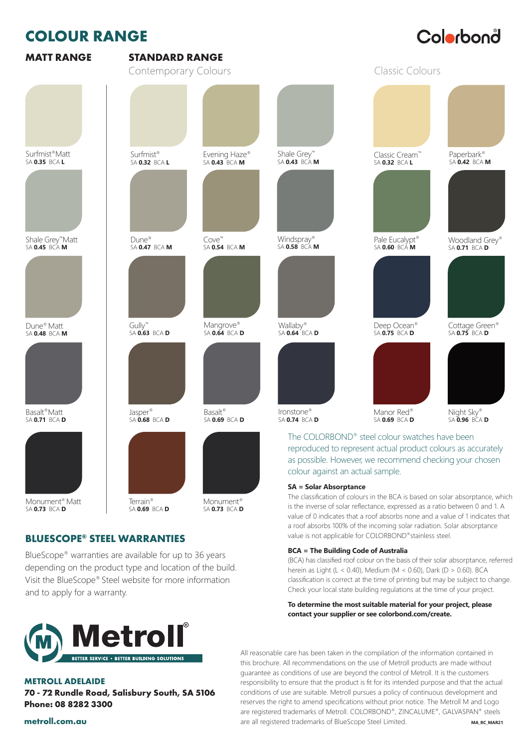# COLOUR RANGE

Colorbond

## MATT RANGE

Surfmist® Matt
SA **0.35** BCA **L**

Shale Grey™ Matt
SA **0.45** BCA **M**

Dune® Matt
SA **0.48** BCA **M**

Basalt® Matt
SA **0.71** BCA **D**

Monument® Matt
SA **0.73** BCA **D**

## STANDARD RANGE

### Contemporary Colours

Surfmist®
SA **0.32** BCA **L**

Evening Haze®
SA **0.43** BCA **M**

Shale Grey™
SA **0.43** BCA **M**

Dune®
SA **0.47** BCA **M**

Cove™
SA **0.54** BCA **M**

Windspray®
SA **0.58** BCA **M**

Gully™
SA **0.63** BCA **D**

Mangrove®
SA **0.64** BCA **D**

Wallaby®
SA **0.64** BCA **D**

Jasper®
SA **0.68** BCA **D**

Basalt®
SA **0.69** BCA **D**

Ironstone®
SA **0.74** BCA **D**

Terrain®
SA **0.69** BCA **D**

Monument®
SA **0.73** BCA **D**

### Classic Colours

Classic Cream™
SA **0.32** BCA **L**

Paperbark®
SA **0.42** BCA **M**

Pale Eucalypt®
SA **0.60** BCA **M**

Woodland Grey®
SA **0.71** BCA **D**

Deep Ocean®
SA **0.75** BCA **D**

Cottage Green®
SA **0.75** BCA **D**

Manor Red®
SA **0.69** BCA **D**

Night Sky®
SA **0.96** BCA **D**

The COLORBOND® steel colour swatches have been reproduced to represent actual product colours as accurately as possible. However, we recommend checking your chosen colour against an actual sample.

**SA = Solar Absorptance**

The classification of colours in the BCA is based on solar absorptance, which is the inverse of solar reflectance, expressed as a ratio between 0 and 1. A value of 0 indicates that a roof absorbs none and a value of 1 indicates that a roof absorbs 100% of the incoming solar radiation. Solar absorptance value is not applicable for COLORBOND® stainless steel.

**BCA = The Building Code of Australia**

(BCA) has classified roof colour on the basis of their solar absorptance, referred herein as Light (L < 0.40), Medium (M < 0.60), Dark (D > 0.60). BCA classification is correct at the time of printing but may be subject to change. Check your local state building regulations at the time of your project.

**To determine the most suitable material for your project, please contact your supplier or see colorbond.com/create.**

## BLUESCOPE® STEEL WARRANTIES

BlueScope® warranties are available for up to 36 years depending on the product type and location of the build. Visit the BlueScope® Steel website for more information and to apply for a warranty.

Metroll®
BETTER SERVICE • BETTER BUILDING SOLUTIONS

**METROLL ADELAIDE**
**70 - 72 Rundle Road, Salisbury South, SA 5106**
**Phone: 08 8282 3300**

**metroll.com.au**

All reasonable care has been taken in the compilation of the information contained in this brochure. All recommendations on the use of Metroll products are made without guarantee as conditions of use are beyond the control of Metroll. It is the customers responsibility to ensure that the product is fit for its intended purpose and that the actual conditions of use are suitable. Metroll pursues a policy of continuous development and reserves the right to amend specifications without prior notice. The Metroll M and Logo are registered trademarks of Metroll. COLORBOND®, ZINCALUME®, GALVASPAN® steels are all registered trademarks of BlueScope Steel Limited.

MA_RC_MAR21